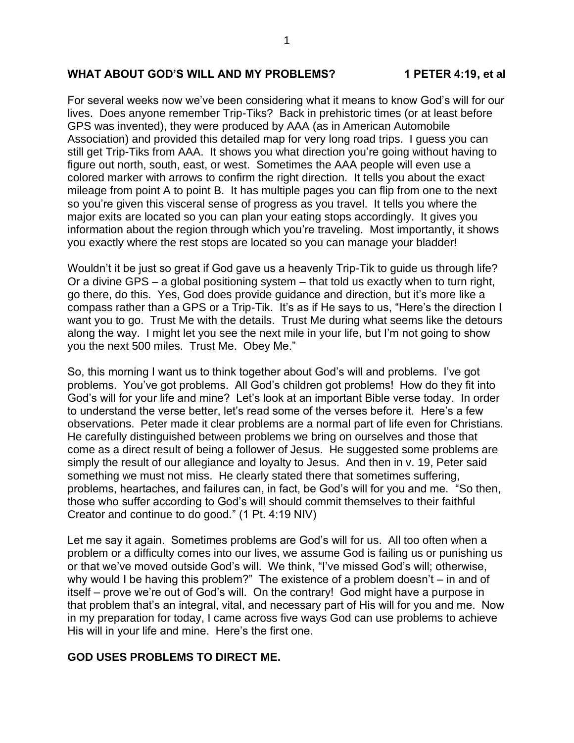**WHAT ABOUT GOD'S WILL AND MY PROBLEMS? 1 PETER 4:19, et al**

For several weeks now we've been considering what it means to know God's will for our lives. Does anyone remember Trip-Tiks? Back in prehistoric times (or at least before GPS was invented), they were produced by AAA (as in American Automobile Association) and provided this detailed map for very long road trips. I guess you can still get Trip-Tiks from AAA. It shows you what direction you're going without having to figure out north, south, east, or west. Sometimes the AAA people will even use a colored marker with arrows to confirm the right direction. It tells you about the exact mileage from point A to point B. It has multiple pages you can flip from one to the next so you're given this visceral sense of progress as you travel. It tells you where the major exits are located so you can plan your eating stops accordingly. It gives you information about the region through which you're traveling. Most importantly, it shows you exactly where the rest stops are located so you can manage your bladder!

Wouldn't it be just so great if God gave us a heavenly Trip-Tik to guide us through life? Or a divine GPS – a global positioning system – that told us exactly when to turn right, go there, do this. Yes, God does provide guidance and direction, but it's more like a compass rather than a GPS or a Trip-Tik. It's as if He says to us, "Here's the direction I want you to go. Trust Me with the details. Trust Me during what seems like the detours along the way. I might let you see the next mile in your life, but I'm not going to show you the next 500 miles. Trust Me. Obey Me."

So, this morning I want us to think together about God's will and problems. I've got problems. You've got problems. All God's children got problems! How do they fit into God's will for your life and mine? Let's look at an important Bible verse today. In order to understand the verse better, let's read some of the verses before it. Here's a few observations. Peter made it clear problems are a normal part of life even for Christians. He carefully distinguished between problems we bring on ourselves and those that come as a direct result of being a follower of Jesus. He suggested some problems are simply the result of our allegiance and loyalty to Jesus. And then in v. 19, Peter said something we must not miss. He clearly stated there that sometimes suffering, problems, heartaches, and failures can, in fact, be God's will for you and me. "So then, <u>those who suffer according to God's will</u> should commit themselves to their faithful Creator and continue to do good." (1 Pt. 4:19 NIV)

Let me say it again. Sometimes problems are God's will for us. All too often when a problem or a difficulty comes into our lives, we assume God is failing us or punishing us or that we've moved outside God's will. We think, "I've missed God's will; otherwise, why would I be having this problem?" The existence of a problem doesn't – in and of itself – prove we're out of God's will. On the contrary! God might have a purpose in that problem that's an integral, vital, and necessary part of His will for you and me. Now in my preparation for today, I came across five ways God can use problems to achieve His will in your life and mine. Here's the first one.

**GOD USES PROBLEMS TO DIRECT ME.**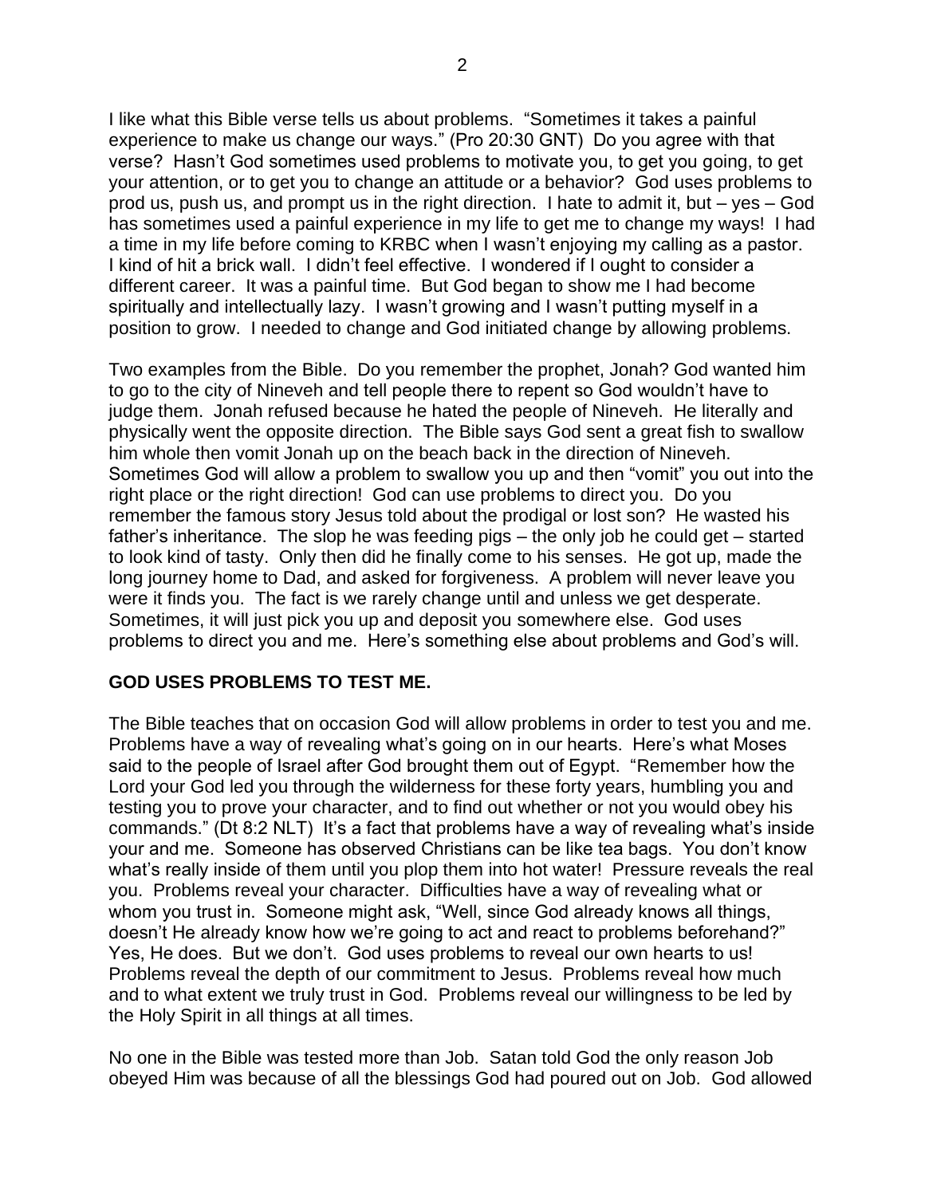I like what this Bible verse tells us about problems. "Sometimes it takes a painful experience to make us change our ways." (Pro 20:30 GNT) Do you agree with that verse? Hasn't God sometimes used problems to motivate you, to get you going, to get your attention, or to get you to change an attitude or a behavior? God uses problems to prod us, push us, and prompt us in the right direction. I hate to admit it, but – yes – God has sometimes used a painful experience in my life to get me to change my ways! I had a time in my life before coming to KRBC when I wasn't enjoying my calling as a pastor. I kind of hit a brick wall. I didn't feel effective. I wondered if I ought to consider a different career. It was a painful time. But God began to show me I had become spiritually and intellectually lazy. I wasn't growing and I wasn't putting myself in a position to grow. I needed to change and God initiated change by allowing problems.

Two examples from the Bible. Do you remember the prophet, Jonah? God wanted him to go to the city of Nineveh and tell people there to repent so God wouldn't have to judge them. Jonah refused because he hated the people of Nineveh. He literally and physically went the opposite direction. The Bible says God sent a great fish to swallow him whole then vomit Jonah up on the beach back in the direction of Nineveh. Sometimes God will allow a problem to swallow you up and then "vomit" you out into the right place or the right direction! God can use problems to direct you. Do you remember the famous story Jesus told about the prodigal or lost son? He wasted his father's inheritance. The slop he was feeding pigs – the only job he could get – started to look kind of tasty. Only then did he finally come to his senses. He got up, made the long journey home to Dad, and asked for forgiveness. A problem will never leave you were it finds you. The fact is we rarely change until and unless we get desperate. Sometimes, it will just pick you up and deposit you somewhere else. God uses problems to direct you and me. Here's something else about problems and God's will.

**GOD USES PROBLEMS TO TEST ME.**

The Bible teaches that on occasion God will allow problems in order to test you and me. Problems have a way of revealing what's going on in our hearts. Here's what Moses said to the people of Israel after God brought them out of Egypt. "Remember how the Lord your God led you through the wilderness for these forty years, humbling you and testing you to prove your character, and to find out whether or not you would obey his commands." (Dt 8:2 NLT) It's a fact that problems have a way of revealing what's inside your and me. Someone has observed Christians can be like tea bags. You don't know what's really inside of them until you plop them into hot water! Pressure reveals the real you. Problems reveal your character. Difficulties have a way of revealing what or whom you trust in. Someone might ask, "Well, since God already knows all things, doesn't He already know how we're going to act and react to problems beforehand?" Yes, He does. But we don't. God uses problems to reveal our own hearts to us! Problems reveal the depth of our commitment to Jesus. Problems reveal how much and to what extent we truly trust in God. Problems reveal our willingness to be led by the Holy Spirit in all things at all times.

No one in the Bible was tested more than Job. Satan told God the only reason Job obeyed Him was because of all the blessings God had poured out on Job. God allowed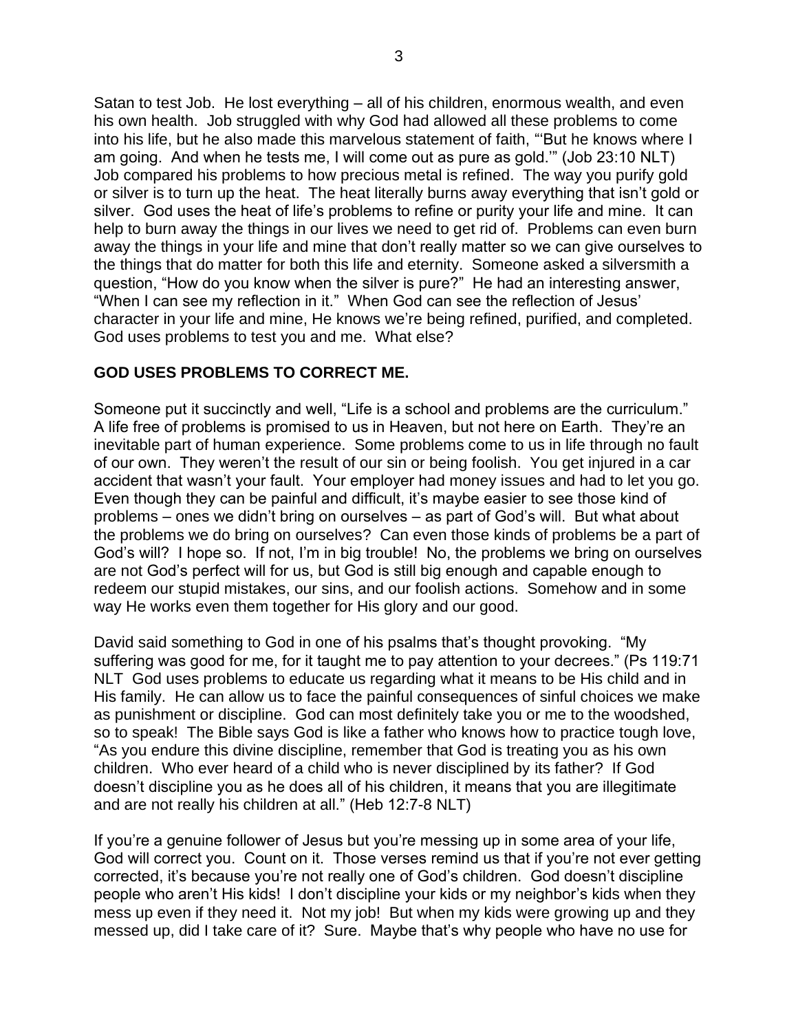Satan to test Job. He lost everything – all of his children, enormous wealth, and even his own health. Job struggled with why God had allowed all these problems to come into his life, but he also made this marvelous statement of faith, "'But he knows where I am going. And when he tests me, I will come out as pure as gold.'" (Job 23:10 NLT) Job compared his problems to how precious metal is refined. The way you purify gold or silver is to turn up the heat. The heat literally burns away everything that isn't gold or silver. God uses the heat of life's problems to refine or purity your life and mine. It can help to burn away the things in our lives we need to get rid of. Problems can even burn away the things in your life and mine that don't really matter so we can give ourselves to the things that do matter for both this life and eternity. Someone asked a silversmith a question, "How do you know when the silver is pure?" He had an interesting answer, "When I can see my reflection in it." When God can see the reflection of Jesus' character in your life and mine, He knows we're being refined, purified, and completed. God uses problems to test you and me. What else?

**GOD USES PROBLEMS TO CORRECT ME.**

Someone put it succinctly and well, "Life is a school and problems are the curriculum." A life free of problems is promised to us in Heaven, but not here on Earth. They're an inevitable part of human experience. Some problems come to us in life through no fault of our own. They weren't the result of our sin or being foolish. You get injured in a car accident that wasn't your fault. Your employer had money issues and had to let you go. Even though they can be painful and difficult, it's maybe easier to see those kind of problems – ones we didn't bring on ourselves – as part of God's will. But what about the problems we do bring on ourselves? Can even those kinds of problems be a part of God's will? I hope so. If not, I'm in big trouble! No, the problems we bring on ourselves are not God's perfect will for us, but God is still big enough and capable enough to redeem our stupid mistakes, our sins, and our foolish actions. Somehow and in some way He works even them together for His glory and our good.

David said something to God in one of his psalms that's thought provoking. "My suffering was good for me, for it taught me to pay attention to your decrees." (Ps 119:71 NLT God uses problems to educate us regarding what it means to be His child and in His family. He can allow us to face the painful consequences of sinful choices we make as punishment or discipline. God can most definitely take you or me to the woodshed, so to speak! The Bible says God is like a father who knows how to practice tough love, "As you endure this divine discipline, remember that God is treating you as his own children. Who ever heard of a child who is never disciplined by its father? If God doesn't discipline you as he does all of his children, it means that you are illegitimate and are not really his children at all." (Heb 12:7-8 NLT)

If you're a genuine follower of Jesus but you're messing up in some area of your life, God will correct you. Count on it. Those verses remind us that if you're not ever getting corrected, it's because you're not really one of God's children. God doesn't discipline people who aren't His kids! I don't discipline your kids or my neighbor's kids when they mess up even if they need it. Not my job! But when my kids were growing up and they messed up, did I take care of it? Sure. Maybe that's why people who have no use for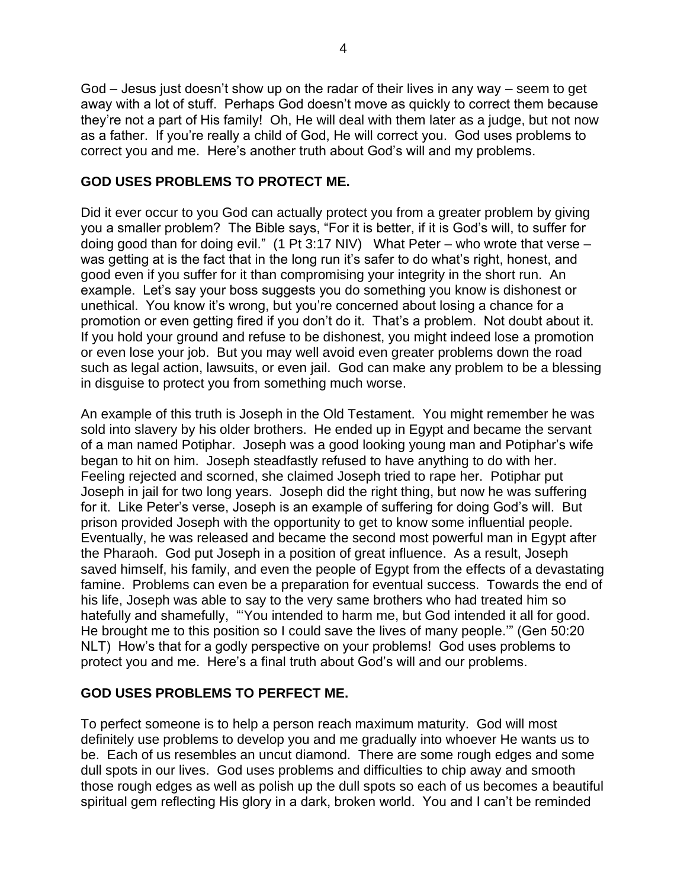God – Jesus just doesn't show up on the radar of their lives in any way – seem to get away with a lot of stuff. Perhaps God doesn't move as quickly to correct them because they're not a part of His family! Oh, He will deal with them later as a judge, but not now as a father. If you're really a child of God, He will correct you. God uses problems to correct you and me. Here's another truth about God's will and my problems.

**GOD USES PROBLEMS TO PROTECT ME.**

Did it ever occur to you God can actually protect you from a greater problem by giving you a smaller problem? The Bible says, "For it is better, if it is God's will, to suffer for doing good than for doing evil." (1 Pt 3:17 NIV) What Peter – who wrote that verse – was getting at is the fact that in the long run it's safer to do what's right, honest, and good even if you suffer for it than compromising your integrity in the short run. An example. Let's say your boss suggests you do something you know is dishonest or unethical. You know it's wrong, but you're concerned about losing a chance for a promotion or even getting fired if you don't do it. That's a problem. Not doubt about it. If you hold your ground and refuse to be dishonest, you might indeed lose a promotion or even lose your job. But you may well avoid even greater problems down the road such as legal action, lawsuits, or even jail. God can make any problem to be a blessing in disguise to protect you from something much worse.

An example of this truth is Joseph in the Old Testament. You might remember he was sold into slavery by his older brothers. He ended up in Egypt and became the servant of a man named Potiphar. Joseph was a good looking young man and Potiphar's wife began to hit on him. Joseph steadfastly refused to have anything to do with her. Feeling rejected and scorned, she claimed Joseph tried to rape her. Potiphar put Joseph in jail for two long years. Joseph did the right thing, but now he was suffering for it. Like Peter's verse, Joseph is an example of suffering for doing God's will. But prison provided Joseph with the opportunity to get to know some influential people. Eventually, he was released and became the second most powerful man in Egypt after the Pharaoh. God put Joseph in a position of great influence. As a result, Joseph saved himself, his family, and even the people of Egypt from the effects of a devastating famine. Problems can even be a preparation for eventual success. Towards the end of his life, Joseph was able to say to the very same brothers who had treated him so hatefully and shamefully, "'You intended to harm me, but God intended it all for good. He brought me to this position so I could save the lives of many people.'" (Gen 50:20 NLT) How's that for a godly perspective on your problems! God uses problems to protect you and me. Here's a final truth about God's will and our problems.

**GOD USES PROBLEMS TO PERFECT ME.**

To perfect someone is to help a person reach maximum maturity. God will most definitely use problems to develop you and me gradually into whoever He wants us to be. Each of us resembles an uncut diamond. There are some rough edges and some dull spots in our lives. God uses problems and difficulties to chip away and smooth those rough edges as well as polish up the dull spots so each of us becomes a beautiful spiritual gem reflecting His glory in a dark, broken world. You and I can't be reminded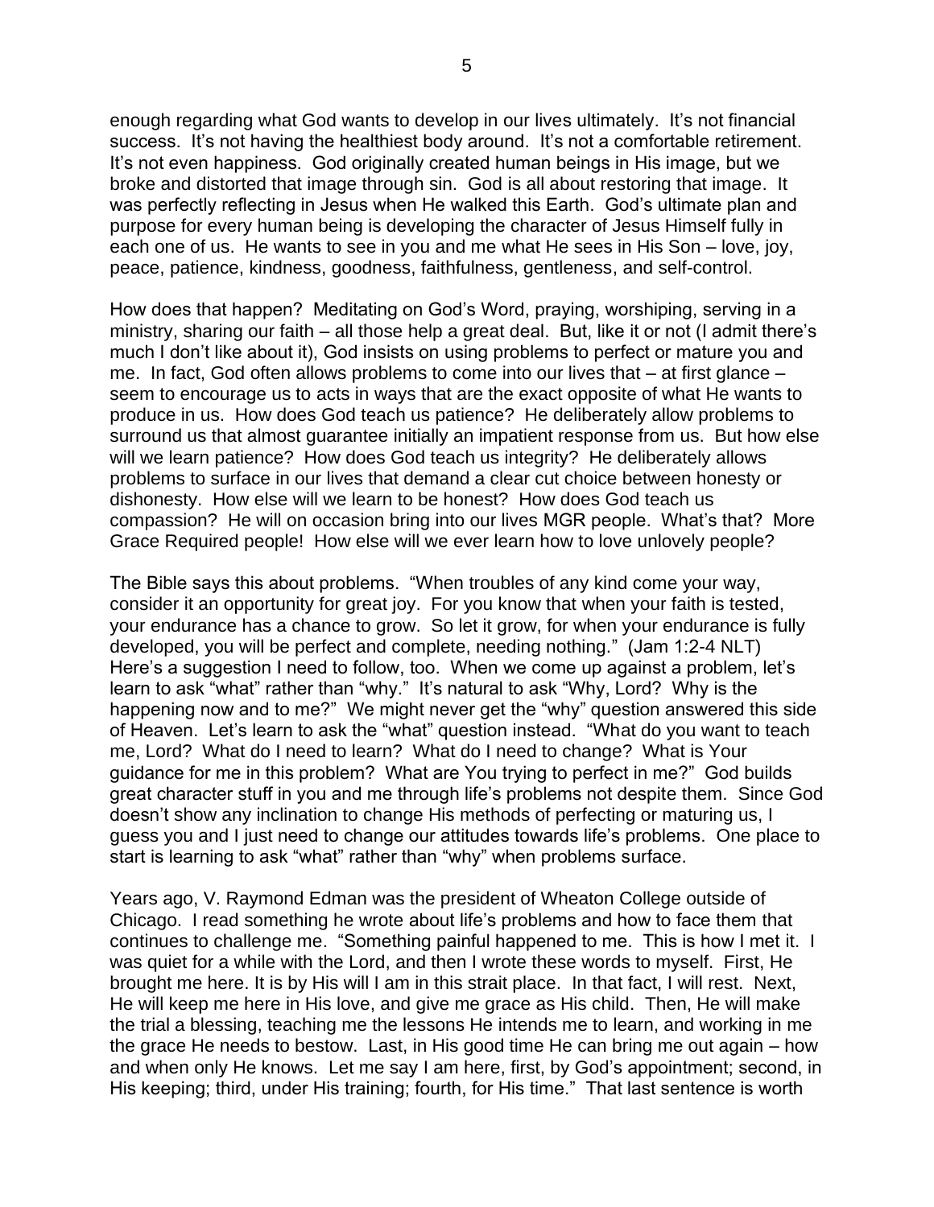enough regarding what God wants to develop in our lives ultimately. It's not financial success. It's not having the healthiest body around. It's not a comfortable retirement. It's not even happiness. God originally created human beings in His image, but we broke and distorted that image through sin. God is all about restoring that image. It was perfectly reflecting in Jesus when He walked this Earth. God's ultimate plan and purpose for every human being is developing the character of Jesus Himself fully in each one of us. He wants to see in you and me what He sees in His Son – love, joy, peace, patience, kindness, goodness, faithfulness, gentleness, and self-control.

How does that happen? Meditating on God's Word, praying, worshiping, serving in a ministry, sharing our faith – all those help a great deal. But, like it or not (I admit there's much I don't like about it), God insists on using problems to perfect or mature you and me. In fact, God often allows problems to come into our lives that – at first glance – seem to encourage us to acts in ways that are the exact opposite of what He wants to produce in us. How does God teach us patience? He deliberately allow problems to surround us that almost guarantee initially an impatient response from us. But how else will we learn patience? How does God teach us integrity? He deliberately allows problems to surface in our lives that demand a clear cut choice between honesty or dishonesty. How else will we learn to be honest? How does God teach us compassion? He will on occasion bring into our lives MGR people. What's that? More Grace Required people! How else will we ever learn how to love unlovely people?

The Bible says this about problems. "When troubles of any kind come your way, consider it an opportunity for great joy. For you know that when your faith is tested, your endurance has a chance to grow. So let it grow, for when your endurance is fully developed, you will be perfect and complete, needing nothing." (Jam 1:2-4 NLT) Here's a suggestion I need to follow, too. When we come up against a problem, let's learn to ask "what" rather than "why." It's natural to ask "Why, Lord? Why is the happening now and to me?" We might never get the "why" question answered this side of Heaven. Let's learn to ask the "what" question instead. "What do you want to teach me, Lord? What do I need to learn? What do I need to change? What is Your guidance for me in this problem? What are You trying to perfect in me?" God builds great character stuff in you and me through life's problems not despite them. Since God doesn't show any inclination to change His methods of perfecting or maturing us, I guess you and I just need to change our attitudes towards life's problems. One place to start is learning to ask "what" rather than "why" when problems surface.

Years ago, V. Raymond Edman was the president of Wheaton College outside of Chicago. I read something he wrote about life's problems and how to face them that continues to challenge me. "Something painful happened to me. This is how I met it. I was quiet for a while with the Lord, and then I wrote these words to myself. First, He brought me here. It is by His will I am in this strait place. In that fact, I will rest. Next, He will keep me here in His love, and give me grace as His child. Then, He will make the trial a blessing, teaching me the lessons He intends me to learn, and working in me the grace He needs to bestow. Last, in His good time He can bring me out again – how and when only He knows. Let me say I am here, first, by God's appointment; second, in His keeping; third, under His training; fourth, for His time." That last sentence is worth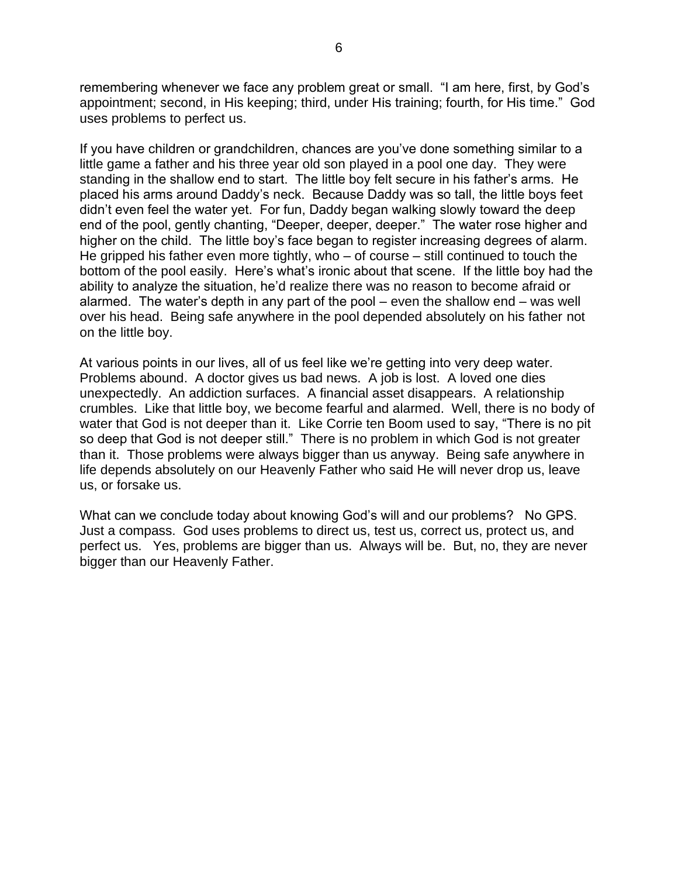remembering whenever we face any problem great or small. "I am here, first, by God's appointment; second, in His keeping; third, under His training; fourth, for His time." God uses problems to perfect us.

If you have children or grandchildren, chances are you've done something similar to a little game a father and his three year old son played in a pool one day. They were standing in the shallow end to start. The little boy felt secure in his father's arms. He placed his arms around Daddy's neck. Because Daddy was so tall, the little boys feet didn't even feel the water yet. For fun, Daddy began walking slowly toward the deep end of the pool, gently chanting, "Deeper, deeper, deeper." The water rose higher and higher on the child. The little boy's face began to register increasing degrees of alarm. He gripped his father even more tightly, who – of course – still continued to touch the bottom of the pool easily. Here's what's ironic about that scene. If the little boy had the ability to analyze the situation, he'd realize there was no reason to become afraid or alarmed. The water's depth in any part of the pool – even the shallow end – was well over his head. Being safe anywhere in the pool depended absolutely on his father not on the little boy.

At various points in our lives, all of us feel like we're getting into very deep water. Problems abound. A doctor gives us bad news. A job is lost. A loved one dies unexpectedly. An addiction surfaces. A financial asset disappears. A relationship crumbles. Like that little boy, we become fearful and alarmed. Well, there is no body of water that God is not deeper than it. Like Corrie ten Boom used to say, "There is no pit so deep that God is not deeper still." There is no problem in which God is not greater than it. Those problems were always bigger than us anyway. Being safe anywhere in life depends absolutely on our Heavenly Father who said He will never drop us, leave us, or forsake us.

What can we conclude today about knowing God's will and our problems? No GPS. Just a compass. God uses problems to direct us, test us, correct us, protect us, and perfect us. Yes, problems are bigger than us. Always will be. But, no, they are never bigger than our Heavenly Father.